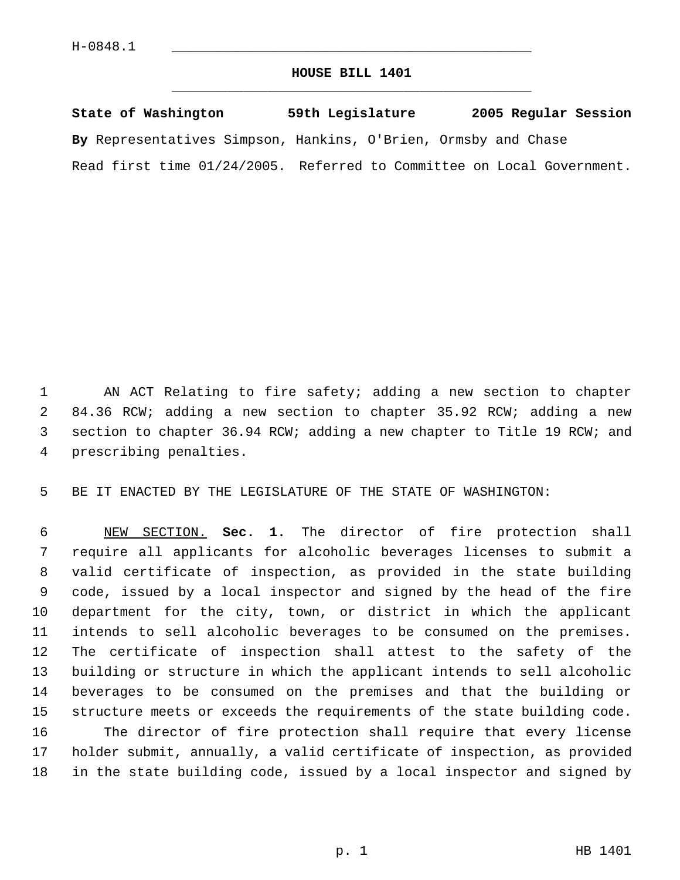H-0848.1

# HOUSE BILL 1401

**State of Washington 59th Legislature 2005 Regular Session**

**By** Representatives Simpson, Hankins, O'Brien, Ormsby and Chase

Read first time 01/24/2005. Referred to Committee on Local Government.

AN ACT Relating to fire safety; adding a new section to chapter 84.36 RCW; adding a new section to chapter 35.92 RCW; adding a new section to chapter 36.94 RCW; adding a new chapter to Title 19 RCW; and prescribing penalties.

BE IT ENACTED BY THE LEGISLATURE OF THE STATE OF WASHINGTON:

NEW SECTION. **Sec. 1.** The director of fire protection shall require all applicants for alcoholic beverages licenses to submit a valid certificate of inspection, as provided in the state building code, issued by a local inspector and signed by the head of the fire department for the city, town, or district in which the applicant intends to sell alcoholic beverages to be consumed on the premises. The certificate of inspection shall attest to the safety of the building or structure in which the applicant intends to sell alcoholic beverages to be consumed on the premises and that the building or structure meets or exceeds the requirements of the state building code.

The director of fire protection shall require that every license holder submit, annually, a valid certificate of inspection, as provided in the state building code, issued by a local inspector and signed by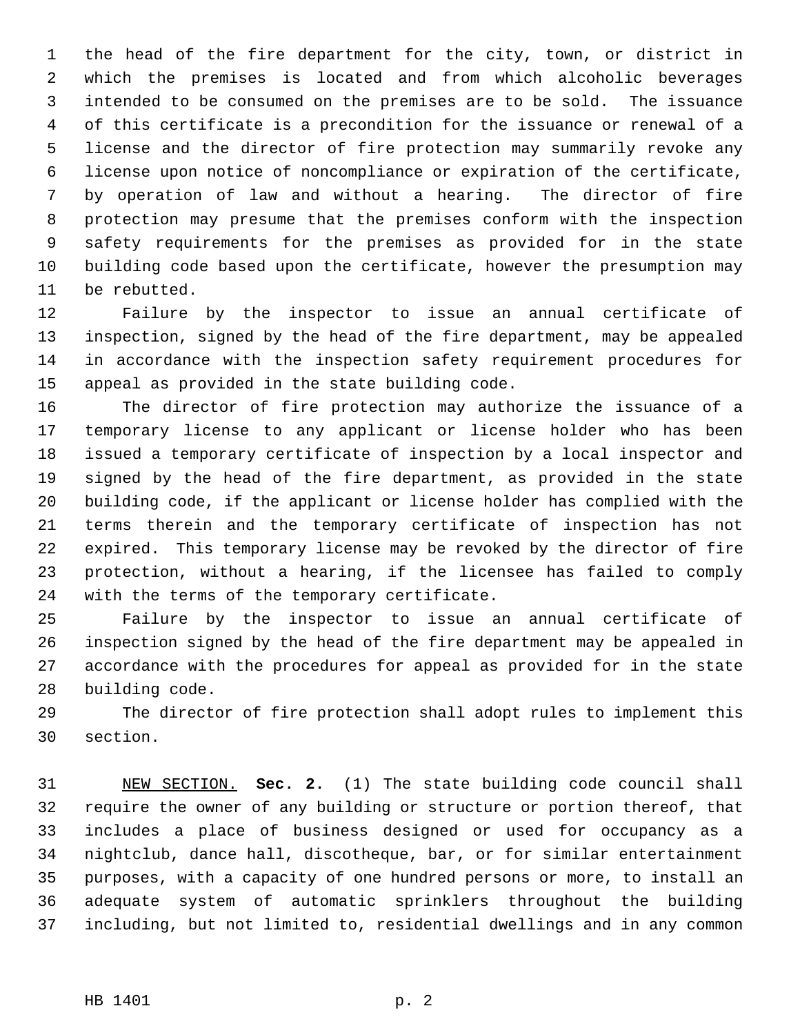the head of the fire department for the city, town, or district in which the premises is located and from which alcoholic beverages intended to be consumed on the premises are to be sold. The issuance of this certificate is a precondition for the issuance or renewal of a license and the director of fire protection may summarily revoke any license upon notice of noncompliance or expiration of the certificate, by operation of law and without a hearing. The director of fire protection may presume that the premises conform with the inspection safety requirements for the premises as provided for in the state building code based upon the certificate, however the presumption may be rebutted.

Failure by the inspector to issue an annual certificate of inspection, signed by the head of the fire department, may be appealed in accordance with the inspection safety requirement procedures for appeal as provided in the state building code.

The director of fire protection may authorize the issuance of a temporary license to any applicant or license holder who has been issued a temporary certificate of inspection by a local inspector and signed by the head of the fire department, as provided in the state building code, if the applicant or license holder has complied with the terms therein and the temporary certificate of inspection has not expired. This temporary license may be revoked by the director of fire protection, without a hearing, if the licensee has failed to comply with the terms of the temporary certificate.

Failure by the inspector to issue an annual certificate of inspection signed by the head of the fire department may be appealed in accordance with the procedures for appeal as provided for in the state building code.

The director of fire protection shall adopt rules to implement this section.

NEW SECTION. **Sec. 2.** (1) The state building code council shall require the owner of any building or structure or portion thereof, that includes a place of business designed or used for occupancy as a nightclub, dance hall, discotheque, bar, or for similar entertainment purposes, with a capacity of one hundred persons or more, to install an adequate system of automatic sprinklers throughout the building including, but not limited to, residential dwellings and in any common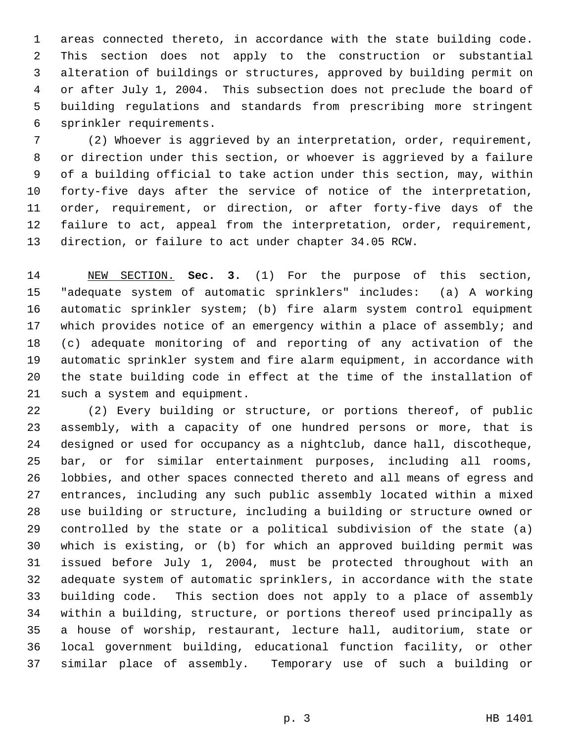areas connected thereto, in accordance with the state building code. This section does not apply to the construction or substantial alteration of buildings or structures, approved by building permit on or after July 1, 2004. This subsection does not preclude the board of building regulations and standards from prescribing more stringent sprinkler requirements.

(2) Whoever is aggrieved by an interpretation, order, requirement, or direction under this section, or whoever is aggrieved by a failure of a building official to take action under this section, may, within forty-five days after the service of notice of the interpretation, order, requirement, or direction, or after forty-five days of the failure to act, appeal from the interpretation, order, requirement, direction, or failure to act under chapter 34.05 RCW.

NEW SECTION. **Sec. 3.** (1) For the purpose of this section, "adequate system of automatic sprinklers" includes: (a) A working automatic sprinkler system; (b) fire alarm system control equipment which provides notice of an emergency within a place of assembly; and (c) adequate monitoring of and reporting of any activation of the automatic sprinkler system and fire alarm equipment, in accordance with the state building code in effect at the time of the installation of such a system and equipment.

(2) Every building or structure, or portions thereof, of public assembly, with a capacity of one hundred persons or more, that is designed or used for occupancy as a nightclub, dance hall, discotheque, bar, or for similar entertainment purposes, including all rooms, lobbies, and other spaces connected thereto and all means of egress and entrances, including any such public assembly located within a mixed use building or structure, including a building or structure owned or controlled by the state or a political subdivision of the state (a) which is existing, or (b) for which an approved building permit was issued before July 1, 2004, must be protected throughout with an adequate system of automatic sprinklers, in accordance with the state building code. This section does not apply to a place of assembly within a building, structure, or portions thereof used principally as a house of worship, restaurant, lecture hall, auditorium, state or local government building, educational function facility, or other similar place of assembly. Temporary use of such a building or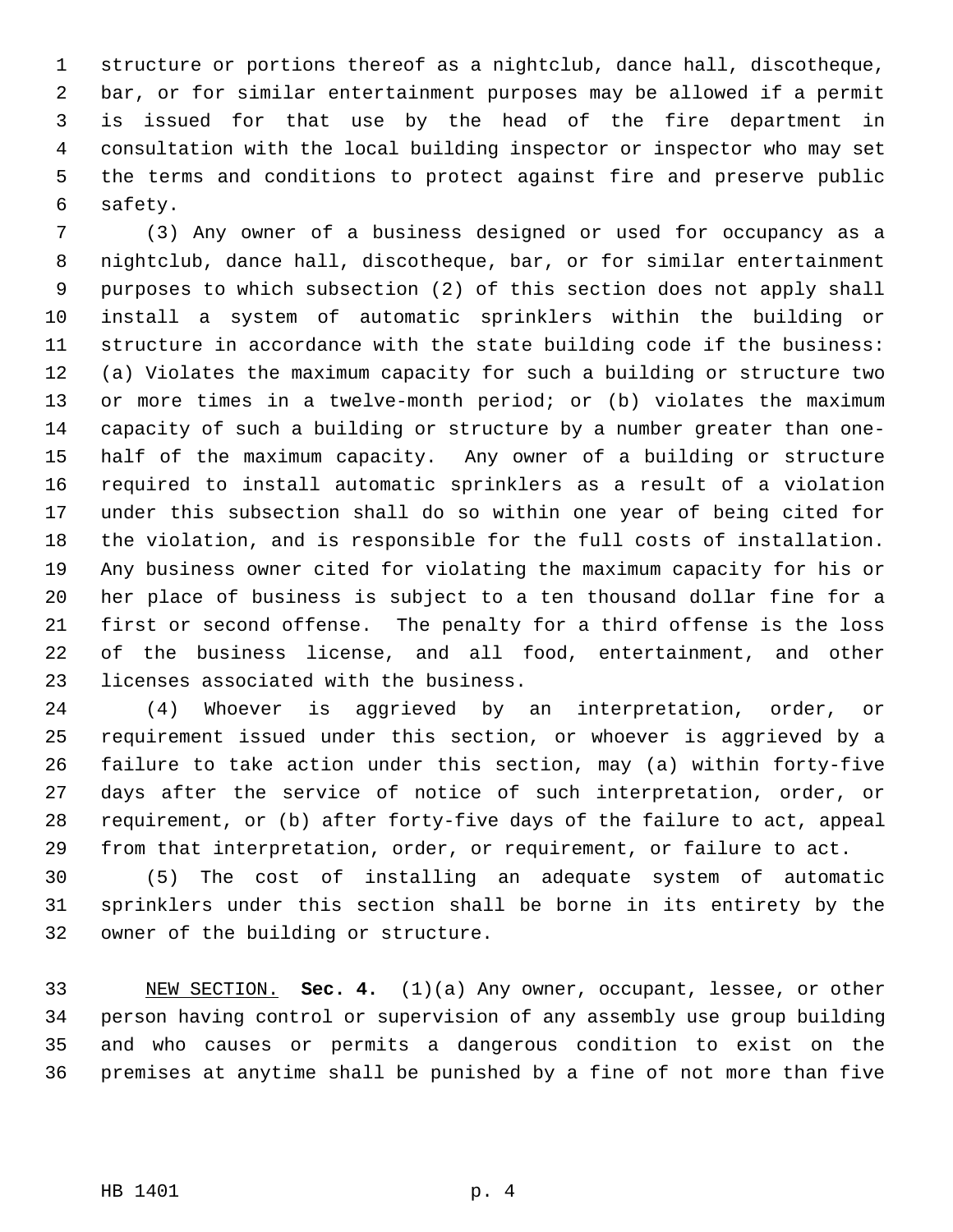structure or portions thereof as a nightclub, dance hall, discotheque, bar, or for similar entertainment purposes may be allowed if a permit is issued for that use by the head of the fire department in consultation with the local building inspector or inspector who may set the terms and conditions to protect against fire and preserve public safety.

(3) Any owner of a business designed or used for occupancy as a nightclub, dance hall, discotheque, bar, or for similar entertainment purposes to which subsection (2) of this section does not apply shall install a system of automatic sprinklers within the building or structure in accordance with the state building code if the business: (a) Violates the maximum capacity for such a building or structure two or more times in a twelve-month period; or (b) violates the maximum capacity of such a building or structure by a number greater than one-half of the maximum capacity. Any owner of a building or structure required to install automatic sprinklers as a result of a violation under this subsection shall do so within one year of being cited for the violation, and is responsible for the full costs of installation. Any business owner cited for violating the maximum capacity for his or her place of business is subject to a ten thousand dollar fine for a first or second offense. The penalty for a third offense is the loss of the business license, and all food, entertainment, and other licenses associated with the business.

(4) Whoever is aggrieved by an interpretation, order, or requirement issued under this section, or whoever is aggrieved by a failure to take action under this section, may (a) within forty-five days after the service of notice of such interpretation, order, or requirement, or (b) after forty-five days of the failure to act, appeal from that interpretation, order, or requirement, or failure to act.

(5) The cost of installing an adequate system of automatic sprinklers under this section shall be borne in its entirety by the owner of the building or structure.

NEW SECTION. **Sec. 4.** (1)(a) Any owner, occupant, lessee, or other person having control or supervision of any assembly use group building and who causes or permits a dangerous condition to exist on the premises at anytime shall be punished by a fine of not more than five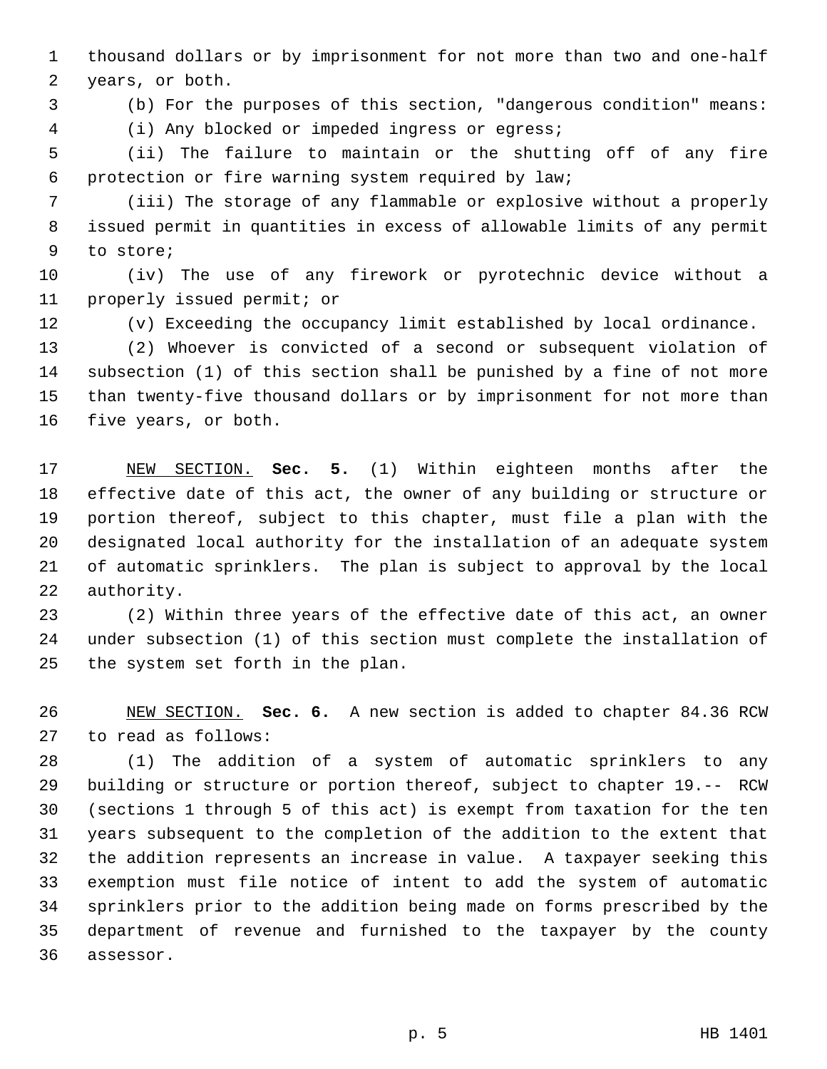thousand dollars or by imprisonment for not more than two and one-half years, or both.

(b) For the purposes of this section, "dangerous condition" means:

(i) Any blocked or impeded ingress or egress;

(ii) The failure to maintain or the shutting off of any fire protection or fire warning system required by law;

(iii) The storage of any flammable or explosive without a properly issued permit in quantities in excess of allowable limits of any permit to store;

(iv) The use of any firework or pyrotechnic device without a properly issued permit; or

(v) Exceeding the occupancy limit established by local ordinance.

(2) Whoever is convicted of a second or subsequent violation of subsection (1) of this section shall be punished by a fine of not more than twenty-five thousand dollars or by imprisonment for not more than five years, or both.

NEW SECTION. **Sec. 5.** (1) Within eighteen months after the effective date of this act, the owner of any building or structure or portion thereof, subject to this chapter, must file a plan with the designated local authority for the installation of an adequate system of automatic sprinklers. The plan is subject to approval by the local authority.

(2) Within three years of the effective date of this act, an owner under subsection (1) of this section must complete the installation of the system set forth in the plan.

NEW SECTION. **Sec. 6.** A new section is added to chapter 84.36 RCW to read as follows:

(1) The addition of a system of automatic sprinklers to any building or structure or portion thereof, subject to chapter 19.-- RCW (sections 1 through 5 of this act) is exempt from taxation for the ten years subsequent to the completion of the addition to the extent that the addition represents an increase in value. A taxpayer seeking this exemption must file notice of intent to add the system of automatic sprinklers prior to the addition being made on forms prescribed by the department of revenue and furnished to the taxpayer by the county assessor.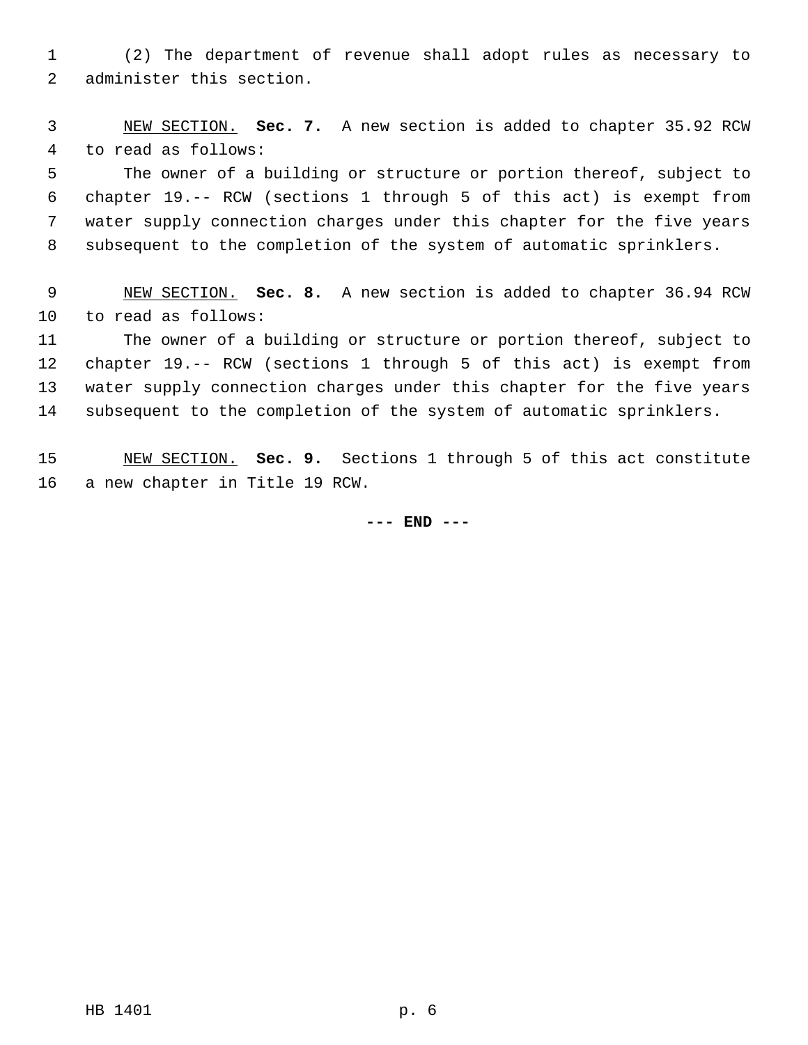(2) The department of revenue shall adopt rules as necessary to administer this section.

NEW SECTION. **Sec. 7.** A new section is added to chapter 35.92 RCW to read as follows:

The owner of a building or structure or portion thereof, subject to chapter 19.-- RCW (sections 1 through 5 of this act) is exempt from water supply connection charges under this chapter for the five years subsequent to the completion of the system of automatic sprinklers.

NEW SECTION. **Sec. 8.** A new section is added to chapter 36.94 RCW to read as follows:

The owner of a building or structure or portion thereof, subject to chapter 19.-- RCW (sections 1 through 5 of this act) is exempt from water supply connection charges under this chapter for the five years subsequent to the completion of the system of automatic sprinklers.

NEW SECTION. **Sec. 9.** Sections 1 through 5 of this act constitute a new chapter in Title 19 RCW.

**--- END ---**